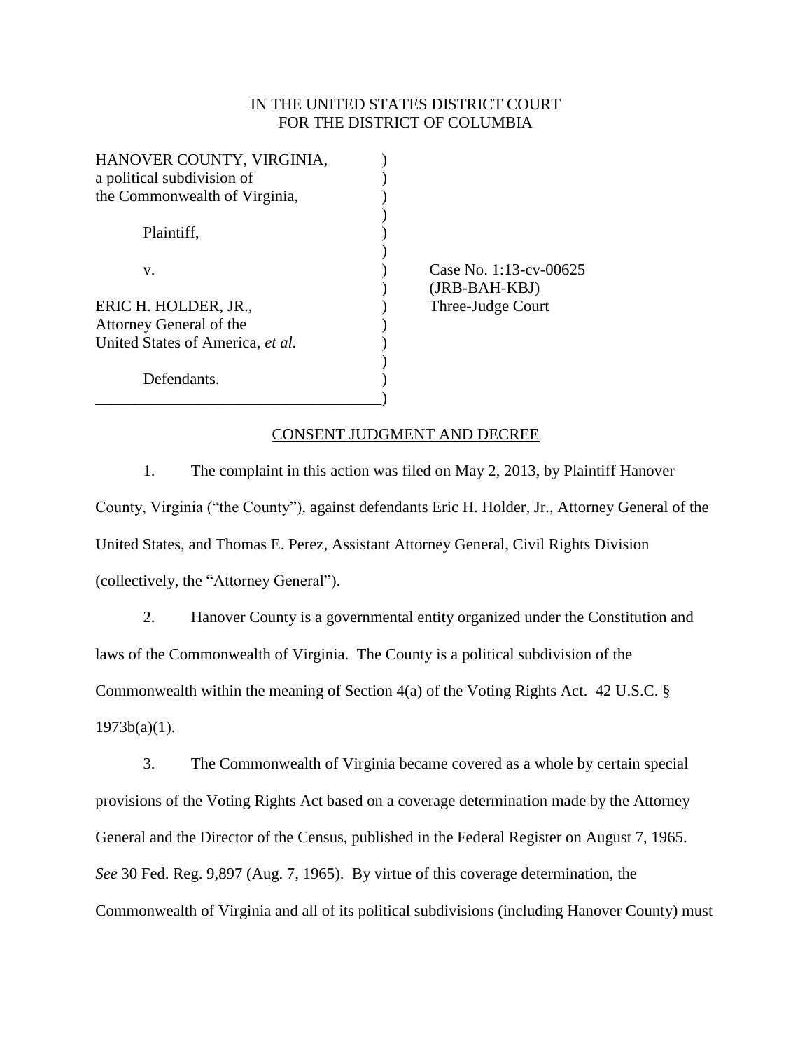IN THE UNITED STATES DISTRICT COURT
FOR THE DISTRICT OF COLUMBIA

| | | |
|---|---|---|
| HANOVER COUNTY, VIRGINIA, a political subdivision of the Commonwealth of Virginia, | ) | |
| Plaintiff, | ) | |
| v. | ) | Case No. 1:13-cv-00625 (JRB-BAH-KBJ) Three-Judge Court |
| ERIC H. HOLDER, JR., Attorney General of the United States of America, *et al.* | ) | |
| Defendants. | ) | |

## CONSENT JUDGMENT AND DECREE

1. The complaint in this action was filed on May 2, 2013, by Plaintiff Hanover County, Virginia ("the County"), against defendants Eric H. Holder, Jr., Attorney General of the United States, and Thomas E. Perez, Assistant Attorney General, Civil Rights Division (collectively, the "Attorney General").

2. Hanover County is a governmental entity organized under the Constitution and laws of the Commonwealth of Virginia. The County is a political subdivision of the Commonwealth within the meaning of Section 4(a) of the Voting Rights Act. 42 U.S.C. § 1973b(a)(1).

3. The Commonwealth of Virginia became covered as a whole by certain special provisions of the Voting Rights Act based on a coverage determination made by the Attorney General and the Director of the Census, published in the Federal Register on August 7, 1965. *See* 30 Fed. Reg. 9,897 (Aug. 7, 1965). By virtue of this coverage determination, the Commonwealth of Virginia and all of its political subdivisions (including Hanover County) must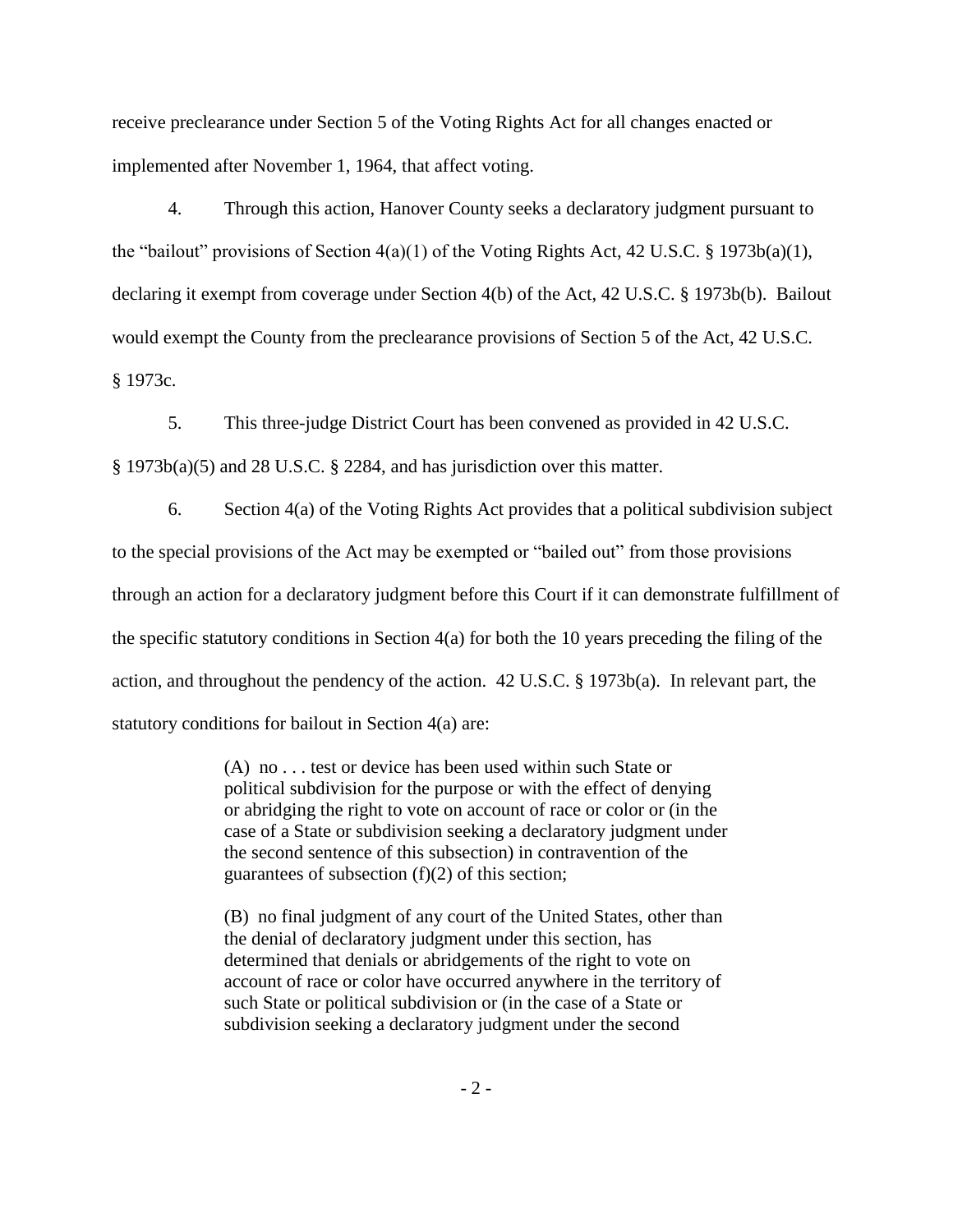receive preclearance under Section 5 of the Voting Rights Act for all changes enacted or implemented after November 1, 1964, that affect voting.

4. Through this action, Hanover County seeks a declaratory judgment pursuant to the "bailout" provisions of Section 4(a)(1) of the Voting Rights Act, 42 U.S.C. § 1973b(a)(1), declaring it exempt from coverage under Section 4(b) of the Act, 42 U.S.C. § 1973b(b). Bailout would exempt the County from the preclearance provisions of Section 5 of the Act, 42 U.S.C. § 1973c.

5. This three-judge District Court has been convened as provided in 42 U.S.C. § 1973b(a)(5) and 28 U.S.C. § 2284, and has jurisdiction over this matter.

6. Section 4(a) of the Voting Rights Act provides that a political subdivision subject to the special provisions of the Act may be exempted or "bailed out" from those provisions through an action for a declaratory judgment before this Court if it can demonstrate fulfillment of the specific statutory conditions in Section 4(a) for both the 10 years preceding the filing of the action, and throughout the pendency of the action. 42 U.S.C. § 1973b(a). In relevant part, the statutory conditions for bailout in Section 4(a) are:

> (A) no . . . test or device has been used within such State or political subdivision for the purpose or with the effect of denying or abridging the right to vote on account of race or color or (in the case of a State or subdivision seeking a declaratory judgment under the second sentence of this subsection) in contravention of the guarantees of subsection (f)(2) of this section;
>
> (B) no final judgment of any court of the United States, other than the denial of declaratory judgment under this section, has determined that denials or abridgements of the right to vote on account of race or color have occurred anywhere in the territory of such State or political subdivision or (in the case of a State or subdivision seeking a declaratory judgment under the second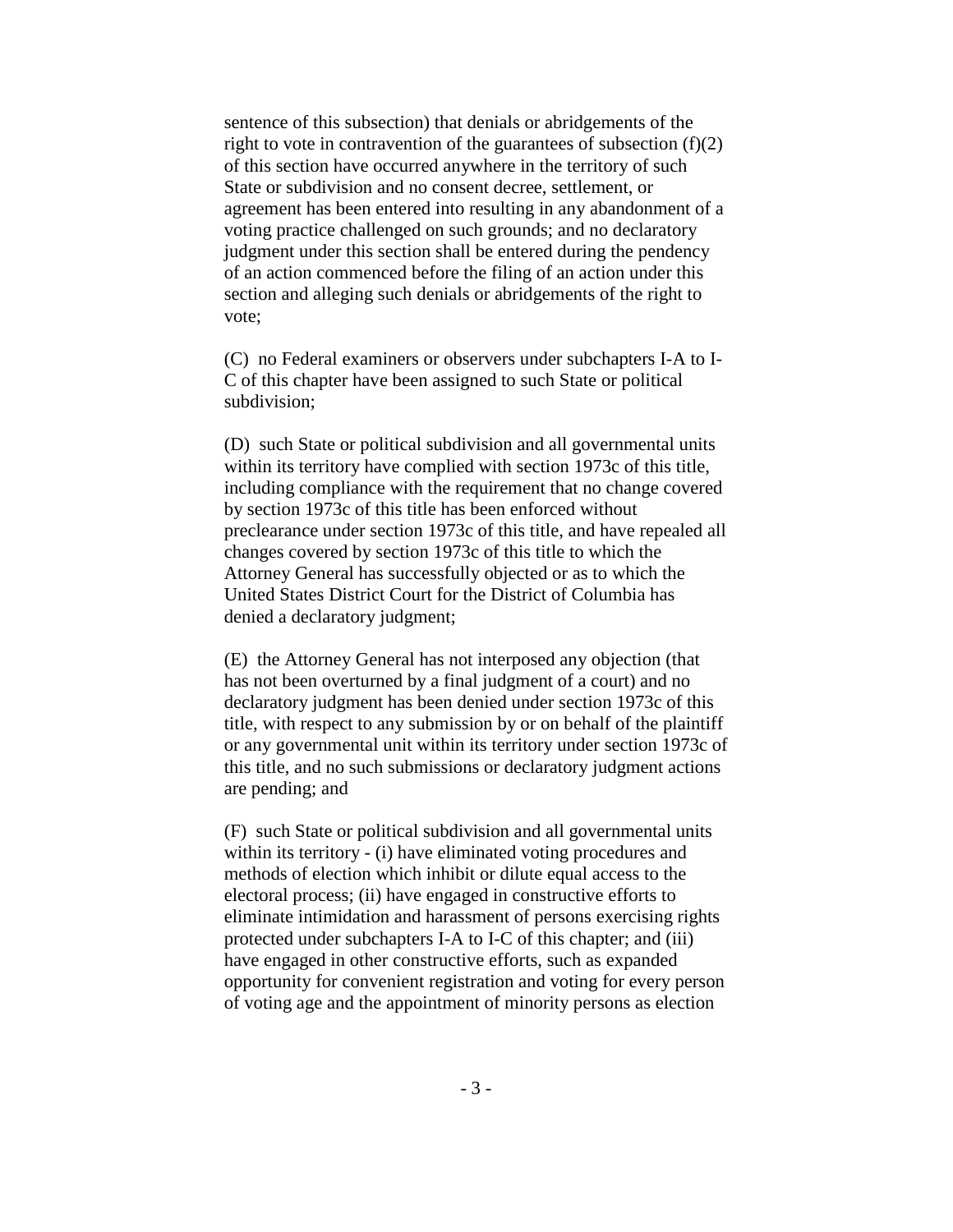sentence of this subsection) that denials or abridgements of the right to vote in contravention of the guarantees of subsection (f)(2) of this section have occurred anywhere in the territory of such State or subdivision and no consent decree, settlement, or agreement has been entered into resulting in any abandonment of a voting practice challenged on such grounds; and no declaratory judgment under this section shall be entered during the pendency of an action commenced before the filing of an action under this section and alleging such denials or abridgements of the right to vote;

(C) no Federal examiners or observers under subchapters I-A to I-C of this chapter have been assigned to such State or political subdivision;

(D) such State or political subdivision and all governmental units within its territory have complied with section 1973c of this title, including compliance with the requirement that no change covered by section 1973c of this title has been enforced without preclearance under section 1973c of this title, and have repealed all changes covered by section 1973c of this title to which the Attorney General has successfully objected or as to which the United States District Court for the District of Columbia has denied a declaratory judgment;

(E) the Attorney General has not interposed any objection (that has not been overturned by a final judgment of a court) and no declaratory judgment has been denied under section 1973c of this title, with respect to any submission by or on behalf of the plaintiff or any governmental unit within its territory under section 1973c of this title, and no such submissions or declaratory judgment actions are pending; and

(F) such State or political subdivision and all governmental units within its territory - (i) have eliminated voting procedures and methods of election which inhibit or dilute equal access to the electoral process; (ii) have engaged in constructive efforts to eliminate intimidation and harassment of persons exercising rights protected under subchapters I-A to I-C of this chapter; and (iii) have engaged in other constructive efforts, such as expanded opportunity for convenient registration and voting for every person of voting age and the appointment of minority persons as election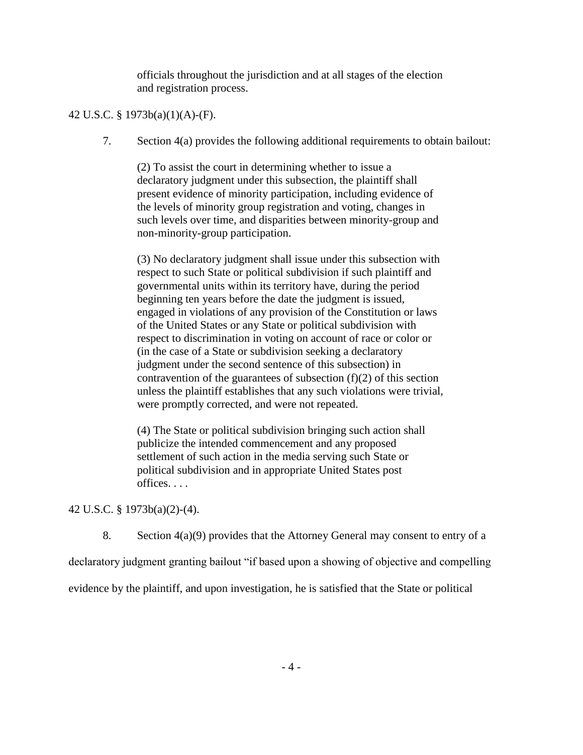> officials throughout the jurisdiction and at all stages of the election and registration process.

42 U.S.C. § 1973b(a)(1)(A)-(F).

7. Section 4(a) provides the following additional requirements to obtain bailout:

> (2) To assist the court in determining whether to issue a declaratory judgment under this subsection, the plaintiff shall present evidence of minority participation, including evidence of the levels of minority group registration and voting, changes in such levels over time, and disparities between minority-group and non-minority-group participation.
>
> (3) No declaratory judgment shall issue under this subsection with respect to such State or political subdivision if such plaintiff and governmental units within its territory have, during the period beginning ten years before the date the judgment is issued, engaged in violations of any provision of the Constitution or laws of the United States or any State or political subdivision with respect to discrimination in voting on account of race or color or (in the case of a State or subdivision seeking a declaratory judgment under the second sentence of this subsection) in contravention of the guarantees of subsection (f)(2) of this section unless the plaintiff establishes that any such violations were trivial, were promptly corrected, and were not repeated.
>
> (4) The State or political subdivision bringing such action shall publicize the intended commencement and any proposed settlement of such action in the media serving such State or political subdivision and in appropriate United States post offices. . . .

42 U.S.C. § 1973b(a)(2)-(4).

8. Section 4(a)(9) provides that the Attorney General may consent to entry of a declaratory judgment granting bailout "if based upon a showing of objective and compelling evidence by the plaintiff, and upon investigation, he is satisfied that the State or political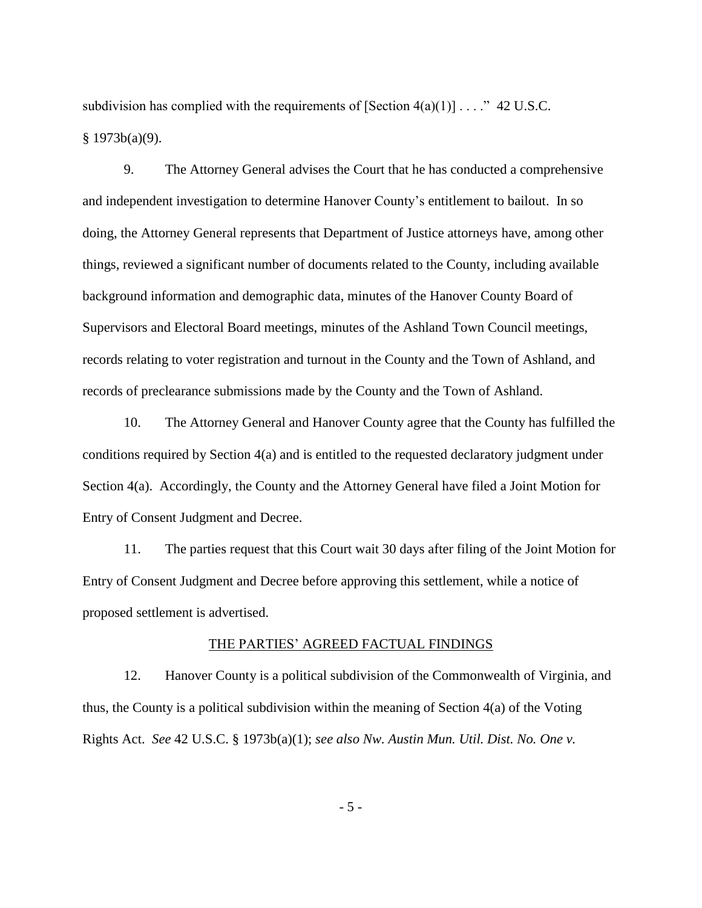subdivision has complied with the requirements of [Section 4(a)(1)] . . . ." 42 U.S.C. § 1973b(a)(9).

9. The Attorney General advises the Court that he has conducted a comprehensive and independent investigation to determine Hanover County's entitlement to bailout. In so doing, the Attorney General represents that Department of Justice attorneys have, among other things, reviewed a significant number of documents related to the County, including available background information and demographic data, minutes of the Hanover County Board of Supervisors and Electoral Board meetings, minutes of the Ashland Town Council meetings, records relating to voter registration and turnout in the County and the Town of Ashland, and records of preclearance submissions made by the County and the Town of Ashland.

10. The Attorney General and Hanover County agree that the County has fulfilled the conditions required by Section 4(a) and is entitled to the requested declaratory judgment under Section 4(a). Accordingly, the County and the Attorney General have filed a Joint Motion for Entry of Consent Judgment and Decree.

11. The parties request that this Court wait 30 days after filing of the Joint Motion for Entry of Consent Judgment and Decree before approving this settlement, while a notice of proposed settlement is advertised.

## THE PARTIES' AGREED FACTUAL FINDINGS

12. Hanover County is a political subdivision of the Commonwealth of Virginia, and thus, the County is a political subdivision within the meaning of Section 4(a) of the Voting Rights Act. *See* 42 U.S.C. § 1973b(a)(1); *see also Nw. Austin Mun. Util. Dist. No. One v.*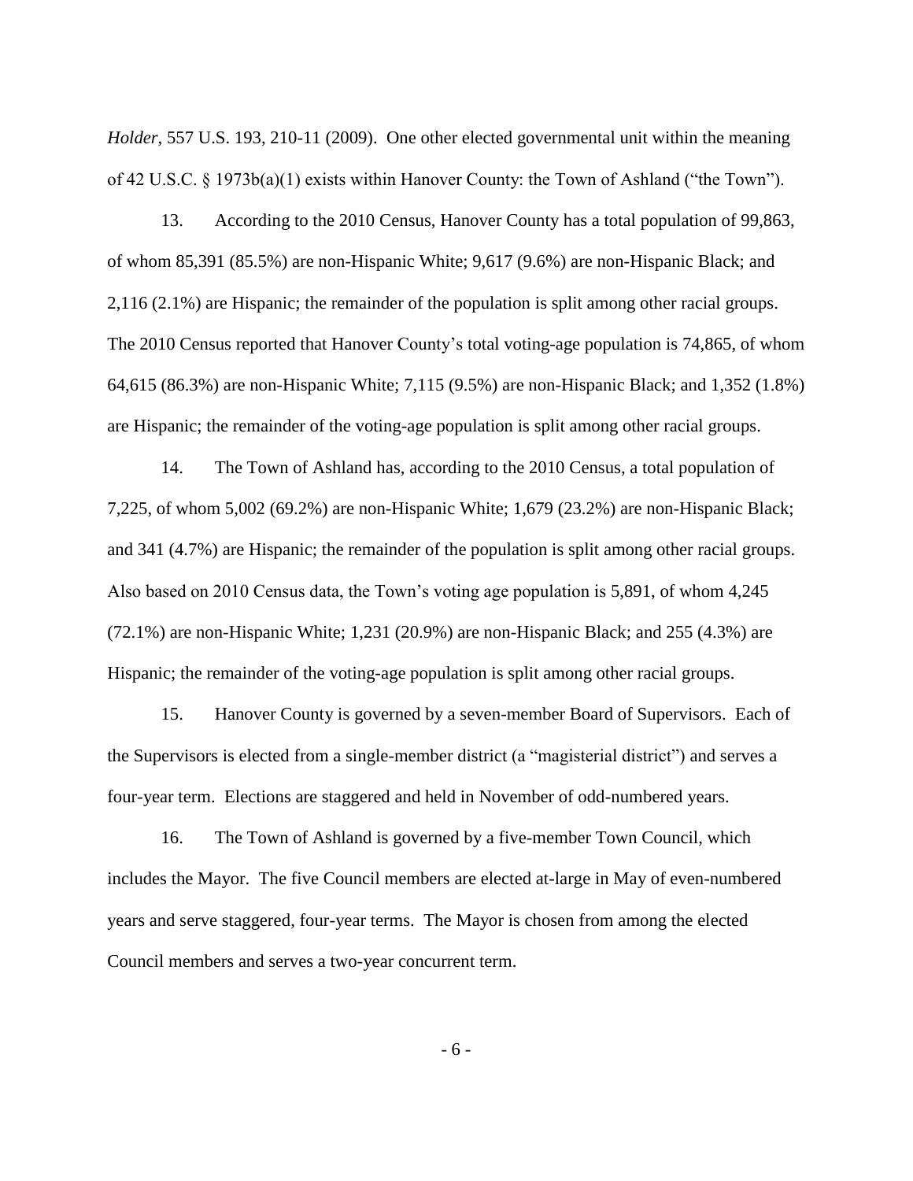*Holder*, 557 U.S. 193, 210-11 (2009). One other elected governmental unit within the meaning of 42 U.S.C. § 1973b(a)(1) exists within Hanover County: the Town of Ashland ("the Town").

13. According to the 2010 Census, Hanover County has a total population of 99,863, of whom 85,391 (85.5%) are non-Hispanic White; 9,617 (9.6%) are non-Hispanic Black; and 2,116 (2.1%) are Hispanic; the remainder of the population is split among other racial groups. The 2010 Census reported that Hanover County's total voting-age population is 74,865, of whom 64,615 (86.3%) are non-Hispanic White; 7,115 (9.5%) are non-Hispanic Black; and 1,352 (1.8%) are Hispanic; the remainder of the voting-age population is split among other racial groups.

14. The Town of Ashland has, according to the 2010 Census, a total population of 7,225, of whom 5,002 (69.2%) are non-Hispanic White; 1,679 (23.2%) are non-Hispanic Black; and 341 (4.7%) are Hispanic; the remainder of the population is split among other racial groups. Also based on 2010 Census data, the Town's voting age population is 5,891, of whom 4,245 (72.1%) are non-Hispanic White; 1,231 (20.9%) are non-Hispanic Black; and 255 (4.3%) are Hispanic; the remainder of the voting-age population is split among other racial groups.

15. Hanover County is governed by a seven-member Board of Supervisors. Each of the Supervisors is elected from a single-member district (a "magisterial district") and serves a four-year term. Elections are staggered and held in November of odd-numbered years.

16. The Town of Ashland is governed by a five-member Town Council, which includes the Mayor. The five Council members are elected at-large in May of even-numbered years and serve staggered, four-year terms. The Mayor is chosen from among the elected Council members and serves a two-year concurrent term.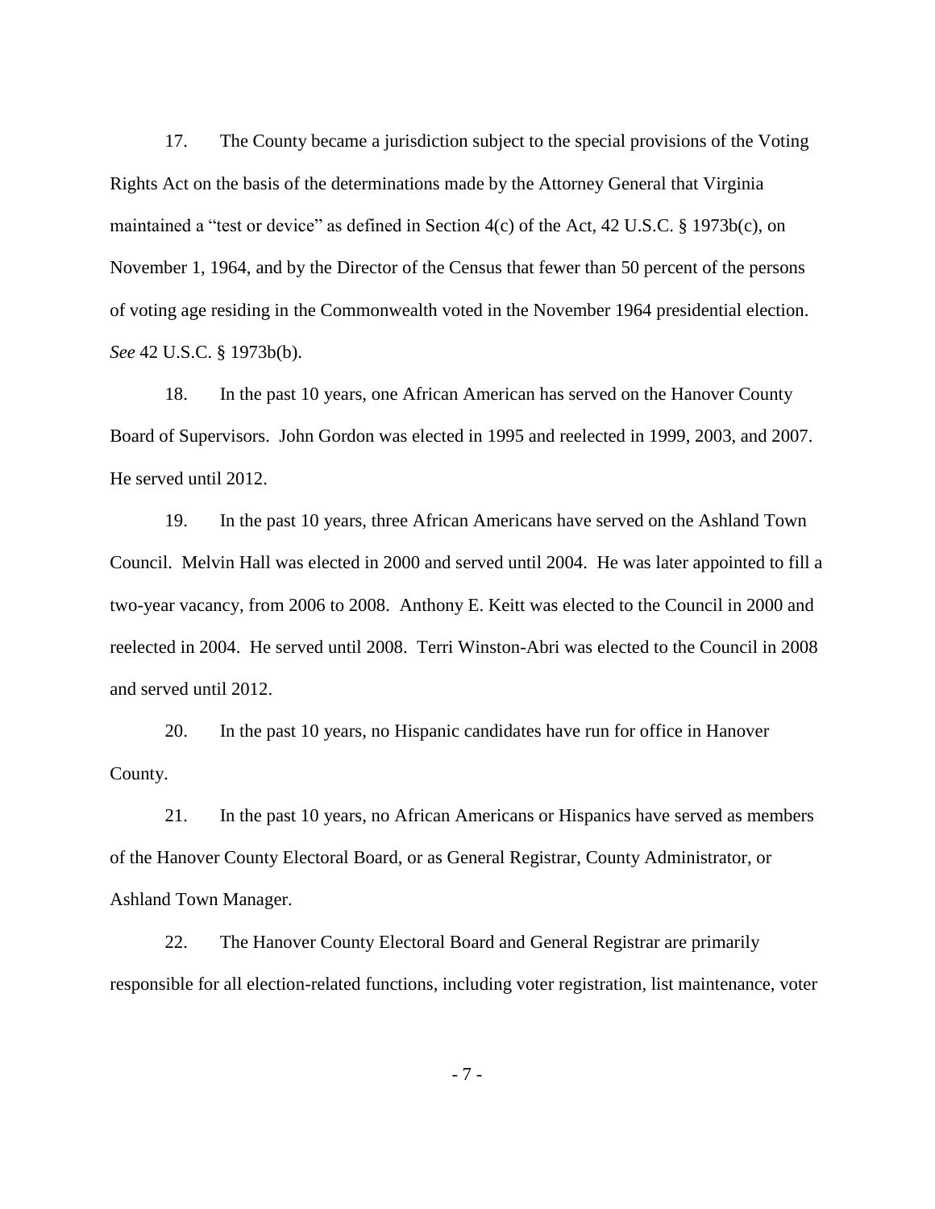17. The County became a jurisdiction subject to the special provisions of the Voting Rights Act on the basis of the determinations made by the Attorney General that Virginia maintained a "test or device" as defined in Section 4(c) of the Act, 42 U.S.C. § 1973b(c), on November 1, 1964, and by the Director of the Census that fewer than 50 percent of the persons of voting age residing in the Commonwealth voted in the November 1964 presidential election. *See* 42 U.S.C. § 1973b(b).

18. In the past 10 years, one African American has served on the Hanover County Board of Supervisors. John Gordon was elected in 1995 and reelected in 1999, 2003, and 2007. He served until 2012.

19. In the past 10 years, three African Americans have served on the Ashland Town Council. Melvin Hall was elected in 2000 and served until 2004. He was later appointed to fill a two-year vacancy, from 2006 to 2008. Anthony E. Keitt was elected to the Council in 2000 and reelected in 2004. He served until 2008. Terri Winston-Abri was elected to the Council in 2008 and served until 2012.

20. In the past 10 years, no Hispanic candidates have run for office in Hanover County.

21. In the past 10 years, no African Americans or Hispanics have served as members of the Hanover County Electoral Board, or as General Registrar, County Administrator, or Ashland Town Manager.

22. The Hanover County Electoral Board and General Registrar are primarily responsible for all election-related functions, including voter registration, list maintenance, voter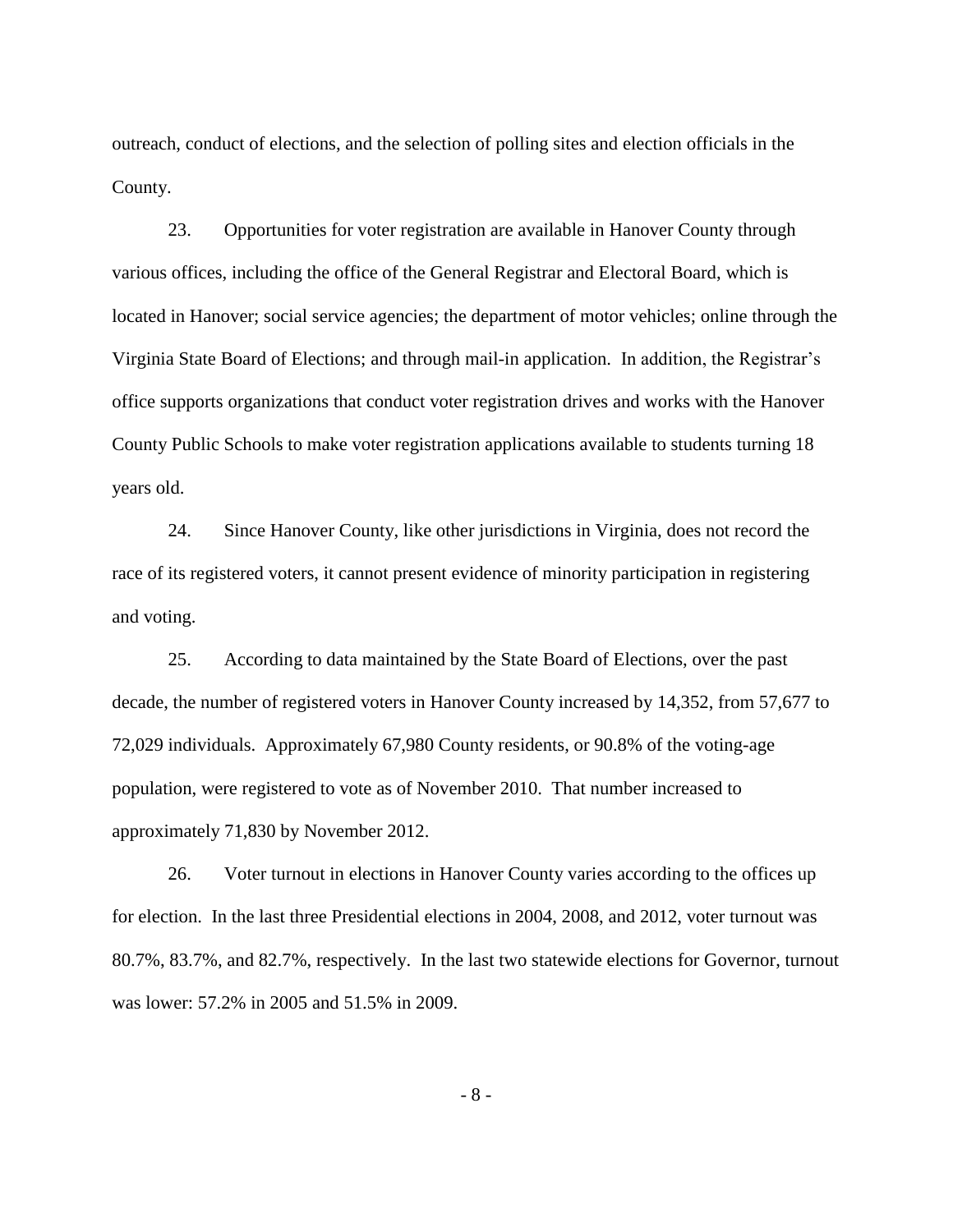outreach, conduct of elections, and the selection of polling sites and election officials in the County.

23. Opportunities for voter registration are available in Hanover County through various offices, including the office of the General Registrar and Electoral Board, which is located in Hanover; social service agencies; the department of motor vehicles; online through the Virginia State Board of Elections; and through mail-in application. In addition, the Registrar's office supports organizations that conduct voter registration drives and works with the Hanover County Public Schools to make voter registration applications available to students turning 18 years old.

24. Since Hanover County, like other jurisdictions in Virginia, does not record the race of its registered voters, it cannot present evidence of minority participation in registering and voting.

25. According to data maintained by the State Board of Elections, over the past decade, the number of registered voters in Hanover County increased by 14,352, from 57,677 to 72,029 individuals. Approximately 67,980 County residents, or 90.8% of the voting-age population, were registered to vote as of November 2010. That number increased to approximately 71,830 by November 2012.

26. Voter turnout in elections in Hanover County varies according to the offices up for election. In the last three Presidential elections in 2004, 2008, and 2012, voter turnout was 80.7%, 83.7%, and 82.7%, respectively. In the last two statewide elections for Governor, turnout was lower: 57.2% in 2005 and 51.5% in 2009.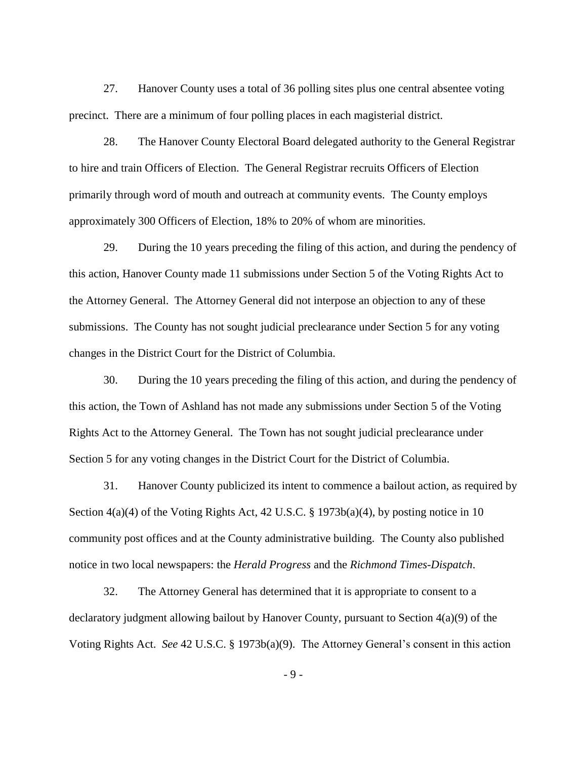27. Hanover County uses a total of 36 polling sites plus one central absentee voting precinct. There are a minimum of four polling places in each magisterial district.

28. The Hanover County Electoral Board delegated authority to the General Registrar to hire and train Officers of Election. The General Registrar recruits Officers of Election primarily through word of mouth and outreach at community events. The County employs approximately 300 Officers of Election, 18% to 20% of whom are minorities.

29. During the 10 years preceding the filing of this action, and during the pendency of this action, Hanover County made 11 submissions under Section 5 of the Voting Rights Act to the Attorney General. The Attorney General did not interpose an objection to any of these submissions. The County has not sought judicial preclearance under Section 5 for any voting changes in the District Court for the District of Columbia.

30. During the 10 years preceding the filing of this action, and during the pendency of this action, the Town of Ashland has not made any submissions under Section 5 of the Voting Rights Act to the Attorney General. The Town has not sought judicial preclearance under Section 5 for any voting changes in the District Court for the District of Columbia.

31. Hanover County publicized its intent to commence a bailout action, as required by Section 4(a)(4) of the Voting Rights Act, 42 U.S.C. § 1973b(a)(4), by posting notice in 10 community post offices and at the County administrative building. The County also published notice in two local newspapers: the *Herald Progress* and the *Richmond Times-Dispatch*.

32. The Attorney General has determined that it is appropriate to consent to a declaratory judgment allowing bailout by Hanover County, pursuant to Section 4(a)(9) of the Voting Rights Act. *See* 42 U.S.C. § 1973b(a)(9). The Attorney General's consent in this action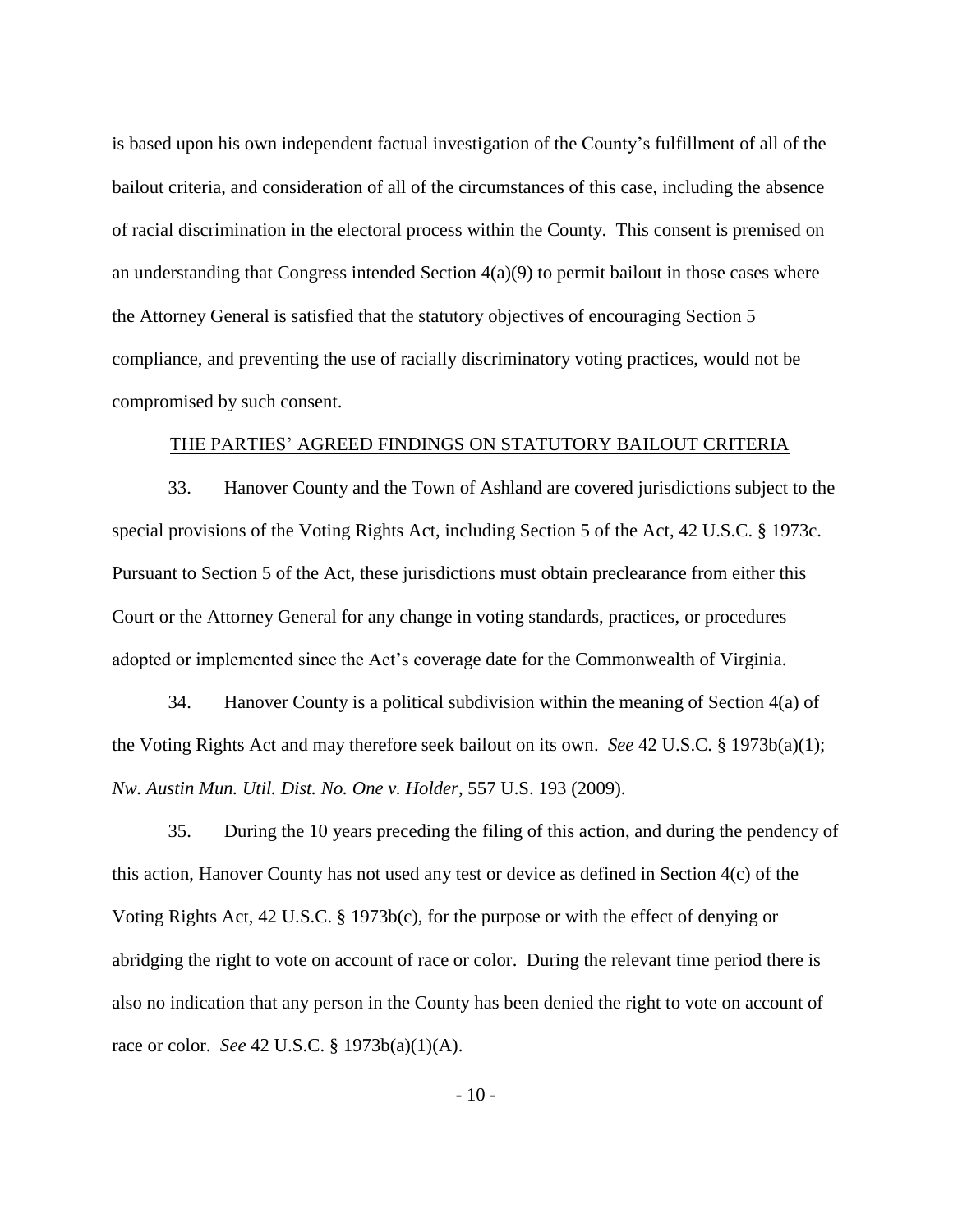is based upon his own independent factual investigation of the County's fulfillment of all of the bailout criteria, and consideration of all of the circumstances of this case, including the absence of racial discrimination in the electoral process within the County. This consent is premised on an understanding that Congress intended Section 4(a)(9) to permit bailout in those cases where the Attorney General is satisfied that the statutory objectives of encouraging Section 5 compliance, and preventing the use of racially discriminatory voting practices, would not be compromised by such consent.

## THE PARTIES' AGREED FINDINGS ON STATUTORY BAILOUT CRITERIA

33. Hanover County and the Town of Ashland are covered jurisdictions subject to the special provisions of the Voting Rights Act, including Section 5 of the Act, 42 U.S.C. § 1973c. Pursuant to Section 5 of the Act, these jurisdictions must obtain preclearance from either this Court or the Attorney General for any change in voting standards, practices, or procedures adopted or implemented since the Act's coverage date for the Commonwealth of Virginia.

34. Hanover County is a political subdivision within the meaning of Section 4(a) of the Voting Rights Act and may therefore seek bailout on its own. *See* 42 U.S.C. § 1973b(a)(1); *Nw. Austin Mun. Util. Dist. No. One v. Holder*, 557 U.S. 193 (2009).

35. During the 10 years preceding the filing of this action, and during the pendency of this action, Hanover County has not used any test or device as defined in Section 4(c) of the Voting Rights Act, 42 U.S.C. § 1973b(c), for the purpose or with the effect of denying or abridging the right to vote on account of race or color. During the relevant time period there is also no indication that any person in the County has been denied the right to vote on account of race or color. *See* 42 U.S.C. § 1973b(a)(1)(A).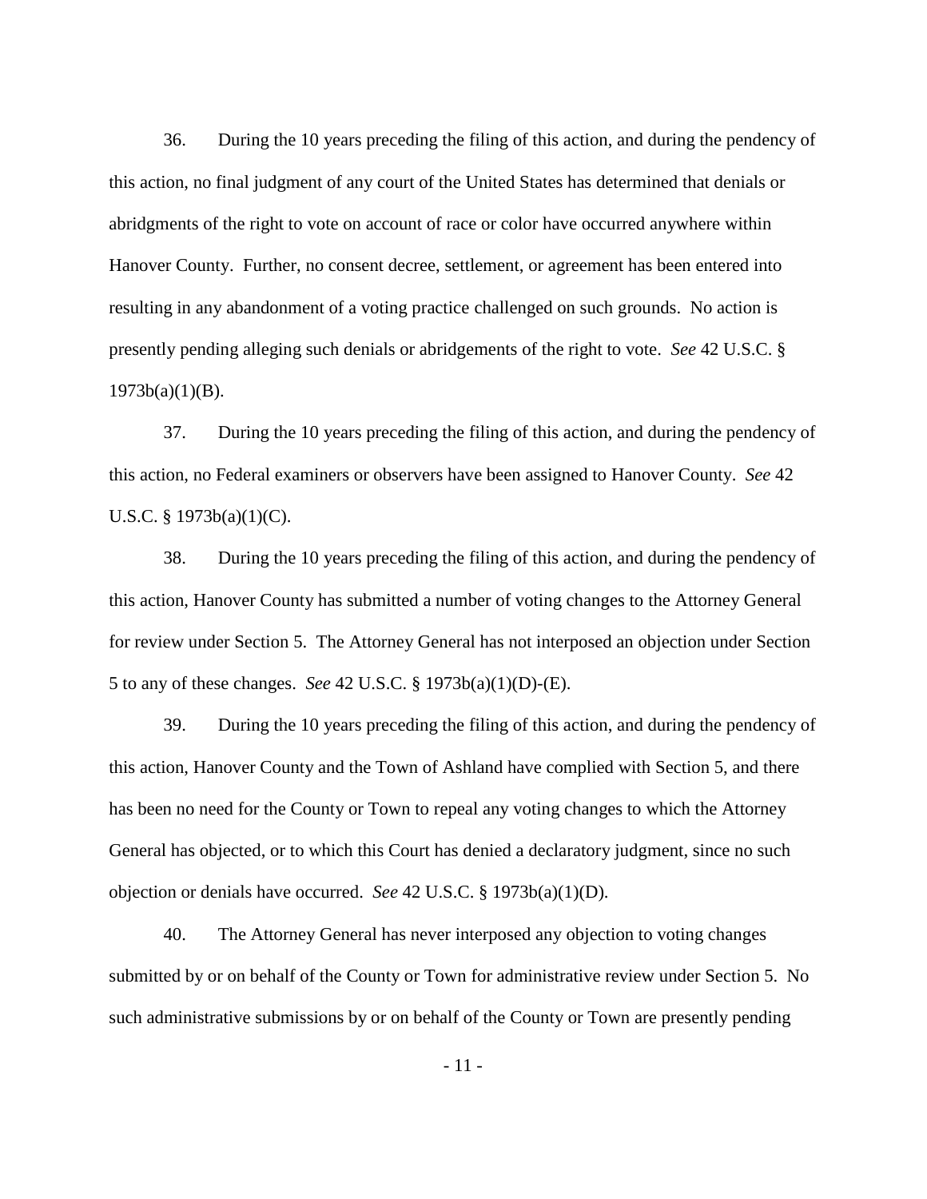36. During the 10 years preceding the filing of this action, and during the pendency of this action, no final judgment of any court of the United States has determined that denials or abridgments of the right to vote on account of race or color have occurred anywhere within Hanover County. Further, no consent decree, settlement, or agreement has been entered into resulting in any abandonment of a voting practice challenged on such grounds. No action is presently pending alleging such denials or abridgements of the right to vote. *See* 42 U.S.C. § 1973b(a)(1)(B).

37. During the 10 years preceding the filing of this action, and during the pendency of this action, no Federal examiners or observers have been assigned to Hanover County. *See* 42 U.S.C. § 1973b(a)(1)(C).

38. During the 10 years preceding the filing of this action, and during the pendency of this action, Hanover County has submitted a number of voting changes to the Attorney General for review under Section 5. The Attorney General has not interposed an objection under Section 5 to any of these changes. *See* 42 U.S.C. § 1973b(a)(1)(D)-(E).

39. During the 10 years preceding the filing of this action, and during the pendency of this action, Hanover County and the Town of Ashland have complied with Section 5, and there has been no need for the County or Town to repeal any voting changes to which the Attorney General has objected, or to which this Court has denied a declaratory judgment, since no such objection or denials have occurred. *See* 42 U.S.C. § 1973b(a)(1)(D).

40. The Attorney General has never interposed any objection to voting changes submitted by or on behalf of the County or Town for administrative review under Section 5. No such administrative submissions by or on behalf of the County or Town are presently pending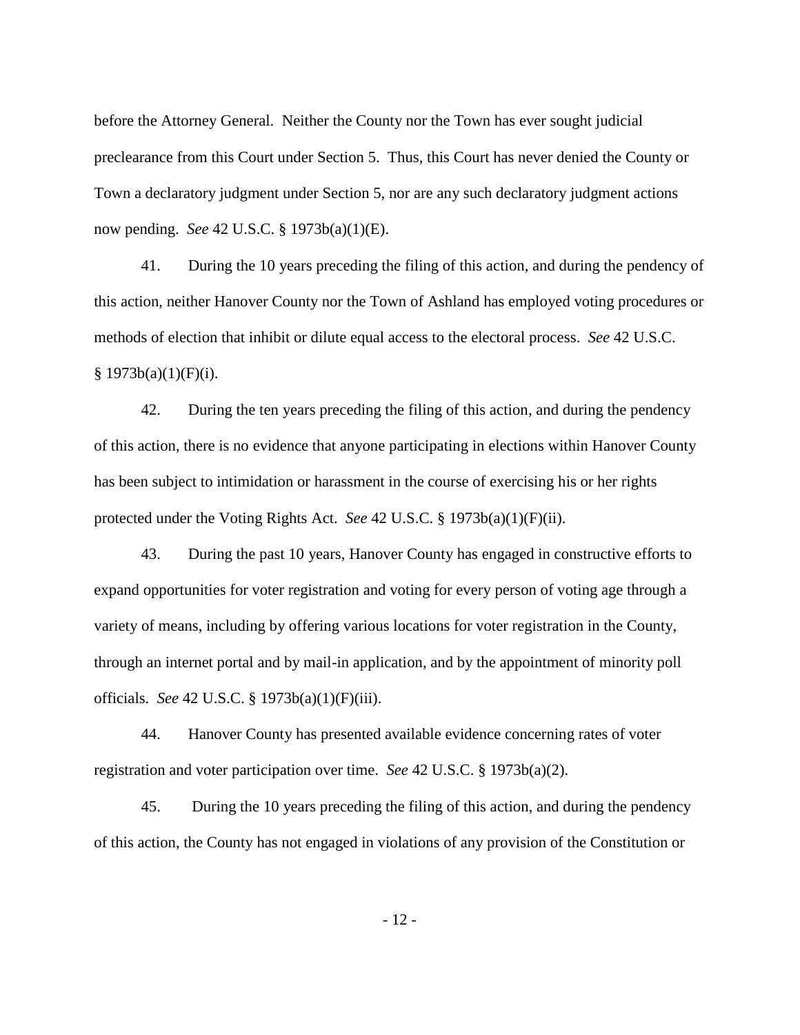before the Attorney General. Neither the County nor the Town has ever sought judicial preclearance from this Court under Section 5. Thus, this Court has never denied the County or Town a declaratory judgment under Section 5, nor are any such declaratory judgment actions now pending. *See* 42 U.S.C. § 1973b(a)(1)(E).

41. During the 10 years preceding the filing of this action, and during the pendency of this action, neither Hanover County nor the Town of Ashland has employed voting procedures or methods of election that inhibit or dilute equal access to the electoral process. *See* 42 U.S.C. § 1973b(a)(1)(F)(i).

42. During the ten years preceding the filing of this action, and during the pendency of this action, there is no evidence that anyone participating in elections within Hanover County has been subject to intimidation or harassment in the course of exercising his or her rights protected under the Voting Rights Act. *See* 42 U.S.C. § 1973b(a)(1)(F)(ii).

43. During the past 10 years, Hanover County has engaged in constructive efforts to expand opportunities for voter registration and voting for every person of voting age through a variety of means, including by offering various locations for voter registration in the County, through an internet portal and by mail-in application, and by the appointment of minority poll officials. *See* 42 U.S.C. § 1973b(a)(1)(F)(iii).

44. Hanover County has presented available evidence concerning rates of voter registration and voter participation over time. *See* 42 U.S.C. § 1973b(a)(2).

45. During the 10 years preceding the filing of this action, and during the pendency of this action, the County has not engaged in violations of any provision of the Constitution or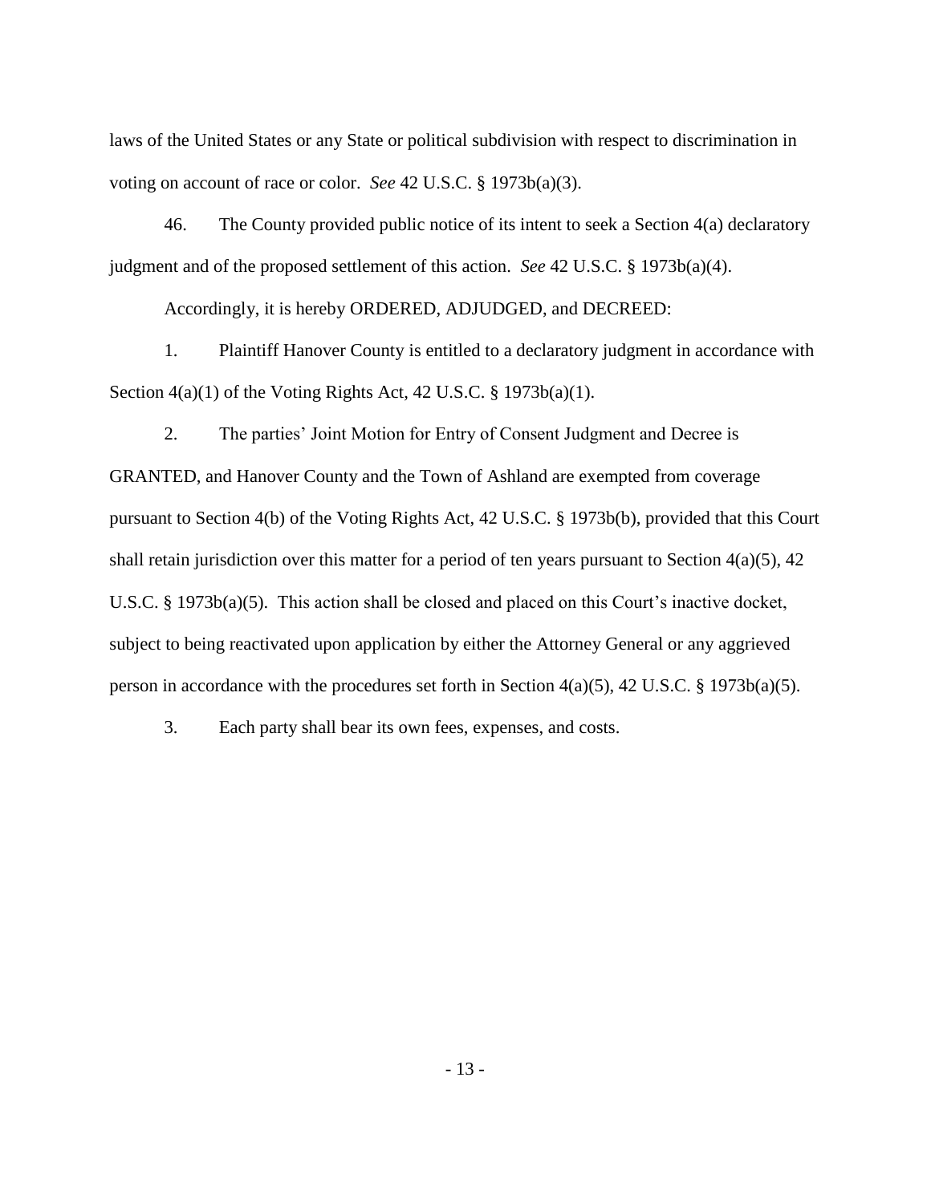laws of the United States or any State or political subdivision with respect to discrimination in voting on account of race or color. *See* 42 U.S.C. § 1973b(a)(3).

46. The County provided public notice of its intent to seek a Section 4(a) declaratory judgment and of the proposed settlement of this action. *See* 42 U.S.C. § 1973b(a)(4).

Accordingly, it is hereby ORDERED, ADJUDGED, and DECREED:

1. Plaintiff Hanover County is entitled to a declaratory judgment in accordance with Section 4(a)(1) of the Voting Rights Act, 42 U.S.C. § 1973b(a)(1).

2. The parties' Joint Motion for Entry of Consent Judgment and Decree is GRANTED, and Hanover County and the Town of Ashland are exempted from coverage pursuant to Section 4(b) of the Voting Rights Act, 42 U.S.C. § 1973b(b), provided that this Court shall retain jurisdiction over this matter for a period of ten years pursuant to Section 4(a)(5), 42 U.S.C. § 1973b(a)(5). This action shall be closed and placed on this Court's inactive docket, subject to being reactivated upon application by either the Attorney General or any aggrieved person in accordance with the procedures set forth in Section 4(a)(5), 42 U.S.C. § 1973b(a)(5).

3. Each party shall bear its own fees, expenses, and costs.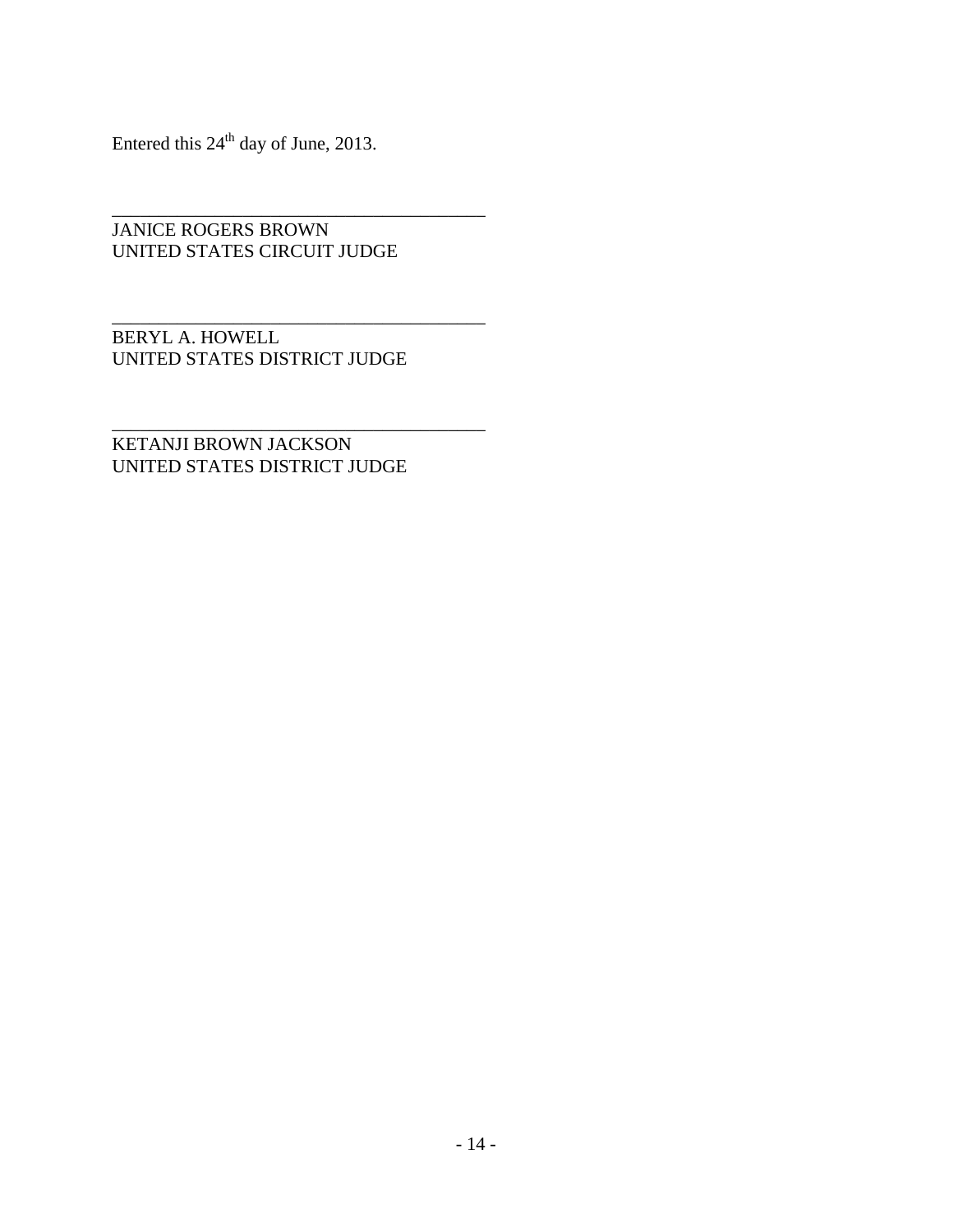Entered this 24th day of June, 2013.

\_\_\_\_\_\_\_\_\_\_\_\_\_\_\_\_\_\_\_\_\_\_\_\_\_\_\_\_\_\_\_\_\_\_\_\_\_\_\_\_

JANICE ROGERS BROWN
UNITED STATES CIRCUIT JUDGE

\_\_\_\_\_\_\_\_\_\_\_\_\_\_\_\_\_\_\_\_\_\_\_\_\_\_\_\_\_\_\_\_\_\_\_\_\_\_\_\_

BERYL A. HOWELL
UNITED STATES DISTRICT JUDGE

\_\_\_\_\_\_\_\_\_\_\_\_\_\_\_\_\_\_\_\_\_\_\_\_\_\_\_\_\_\_\_\_\_\_\_\_\_\_\_\_

KETANJI BROWN JACKSON
UNITED STATES DISTRICT JUDGE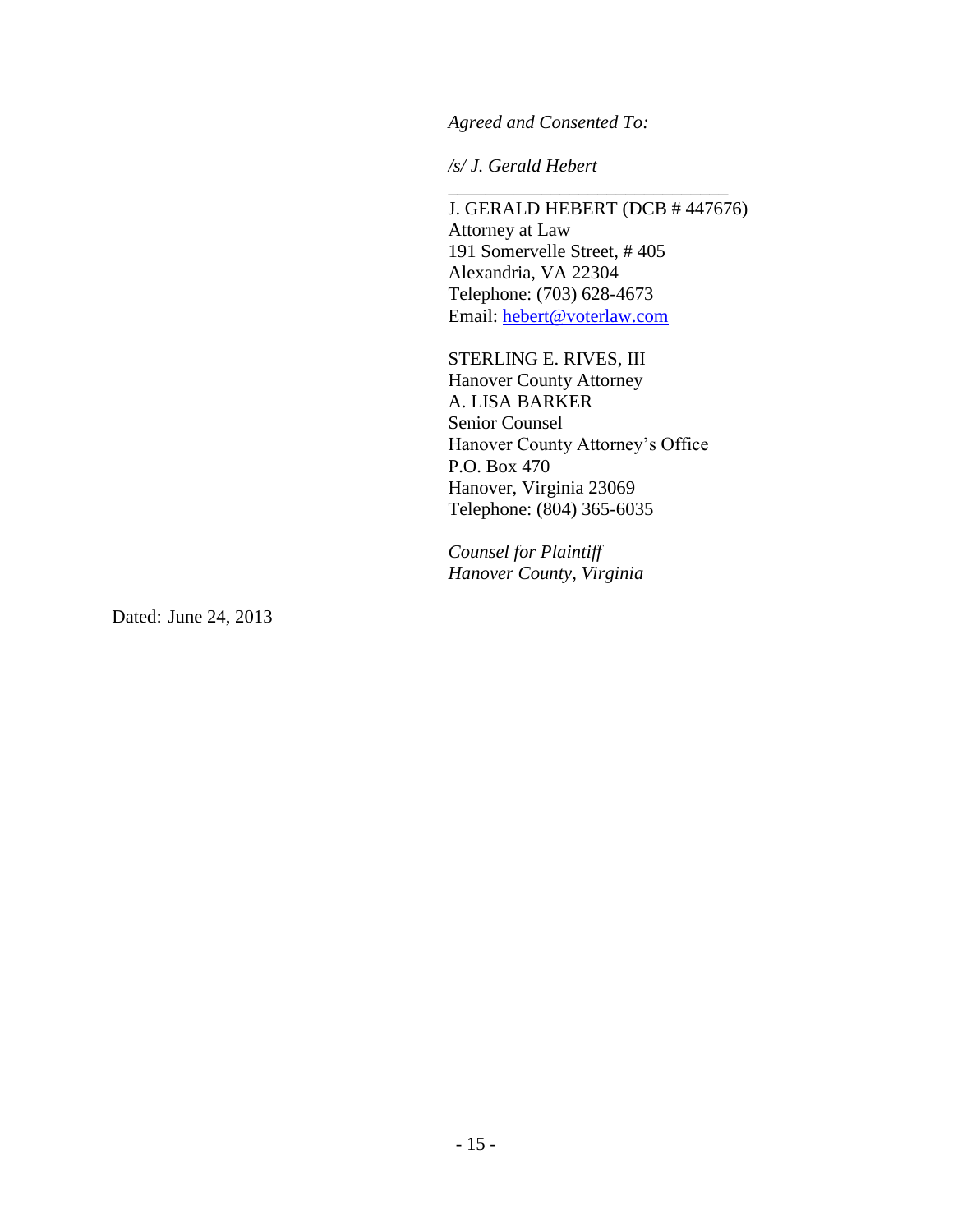*Agreed and Consented To:*

*/s/ J. Gerald Hebert*

\_\_\_\_\_\_\_\_\_\_\_\_\_\_\_\_\_\_\_\_\_\_\_\_\_\_\_\_\_\_

J. GERALD HEBERT (DCB # 447676)
Attorney at Law
191 Somervelle Street, # 405
Alexandria, VA 22304
Telephone: (703) 628-4673
Email: hebert@voterlaw.com

STERLING E. RIVES, III
Hanover County Attorney
A. LISA BARKER
Senior Counsel
Hanover County Attorney's Office
P.O. Box 470
Hanover, Virginia 23069
Telephone: (804) 365-6035

*Counsel for Plaintiff*
*Hanover County, Virginia*

Dated: June 24, 2013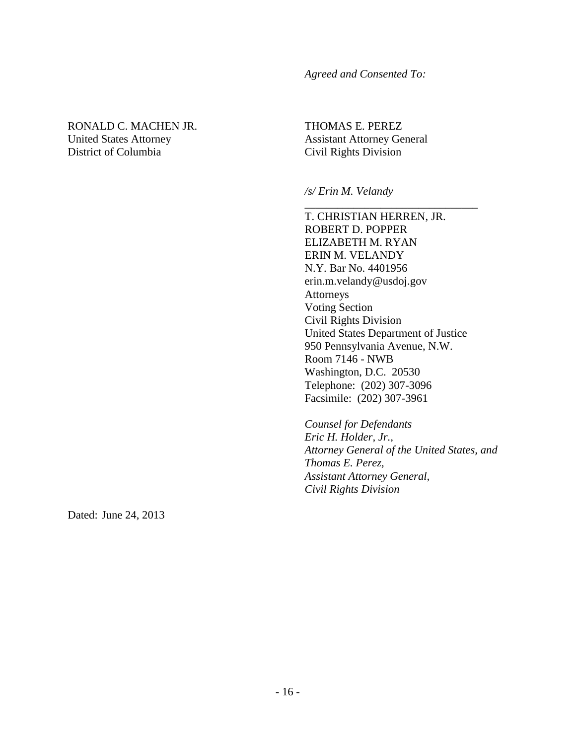*Agreed and Consented To:*

RONALD C. MACHEN JR.
United States Attorney
District of Columbia

THOMAS E. PEREZ
Assistant Attorney General
Civil Rights Division

*/s/ Erin M. Velandy*
\_\_\_\_\_\_\_\_\_\_\_\_\_\_\_\_\_\_\_\_\_\_\_\_\_\_\_\_\_\_\_\_

T. CHRISTIAN HERREN, JR.
ROBERT D. POPPER
ELIZABETH M. RYAN
ERIN M. VELANDY
N.Y. Bar No. 4401956
erin.m.velandy@usdoj.gov
Attorneys
Voting Section
Civil Rights Division
United States Department of Justice
950 Pennsylvania Avenue, N.W.
Room 7146 - NWB
Washington, D.C. 20530
Telephone: (202) 307-3096
Facsimile: (202) 307-3961

*Counsel for Defendants*
*Eric H. Holder, Jr.,*
*Attorney General of the United States, and*
*Thomas E. Perez,*
*Assistant Attorney General,*
*Civil Rights Division*

Dated: June 24, 2013